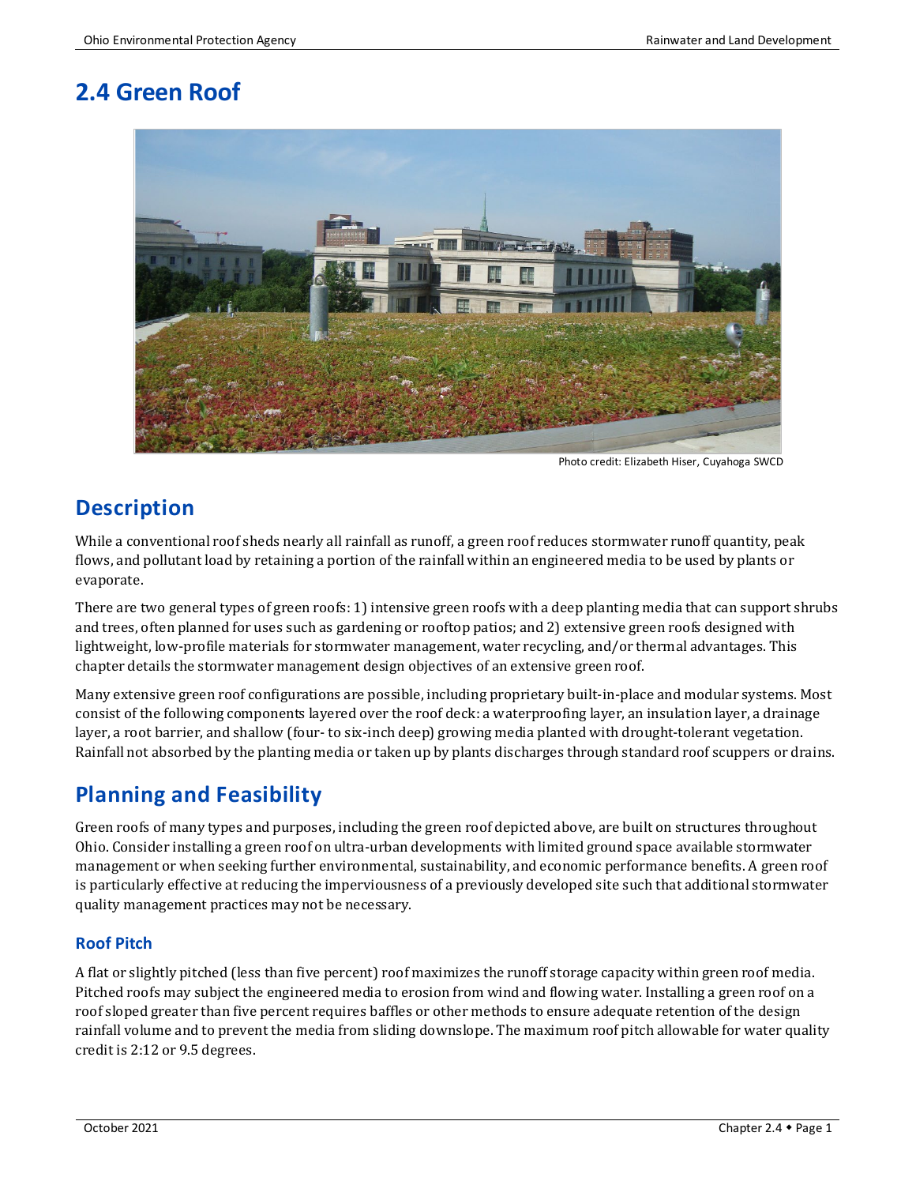# 2.4 Green Roof

Photo credit: Elizabeth Hiser, Cuyahoga SWCD

## Description

While a conventional roof sheds nearly all rainfall as runoff, a green roof reduces stormwater runoff quantity, peak flows, and pollutant load by retaining a portion of the rainfall within an engineered media to be used by plants or evaporate.

There are two general types of green roofs: 1) intensive green roofs with a deep planting media that can support shrubs and trees, often planned for uses such as gardening or rooftop patios; and 2) extensive green roofs designed with lightweight, low-profile materials for stormwater management, water recycling, and/or thermal advantages. This chapter details the stormwater management design objectives of an extensive green roof.

Many extensive green roof configurations are possible, including proprietary built-in-place and modular systems. Most consist of the following components layered over the roof deck: a waterproofing layer, an insulation layer, a drainage layer, a root barrier, and shallow (four- to six-inch deep) growing media planted with drought-tolerant vegetation. Rainfall not absorbed by the planting media or taken up by plants discharges through standard roof scuppers or drains.

## Planning and Feasibility

Green roofs of many types and purposes, including the green roof depicted above, are built on structures throughout Ohio. Consider installing a green roof on ultra-urban developments with limited ground space available stormwater management or when seeking further environmental, sustainability, and economic performance benefits. A green roof is particularly effective at reducing the imperviousness of a previously developed site such that additional stormwater quality management practices may not be necessary.

### Roof Pitch

A flat or slightly pitched (less than five percent) roof maximizes the runoff storage capacity within green roof media. Pitched roofs may subject the engineered media to erosion from wind and flowing water. Installing a green roof on a roof sloped greater than five percent requires baffles or other methods to ensure adequate retention of the design rainfall volume and to prevent the media from sliding downslope. The maximum roof pitch allowable for water quality credit is 2:12 or 9.5 degrees.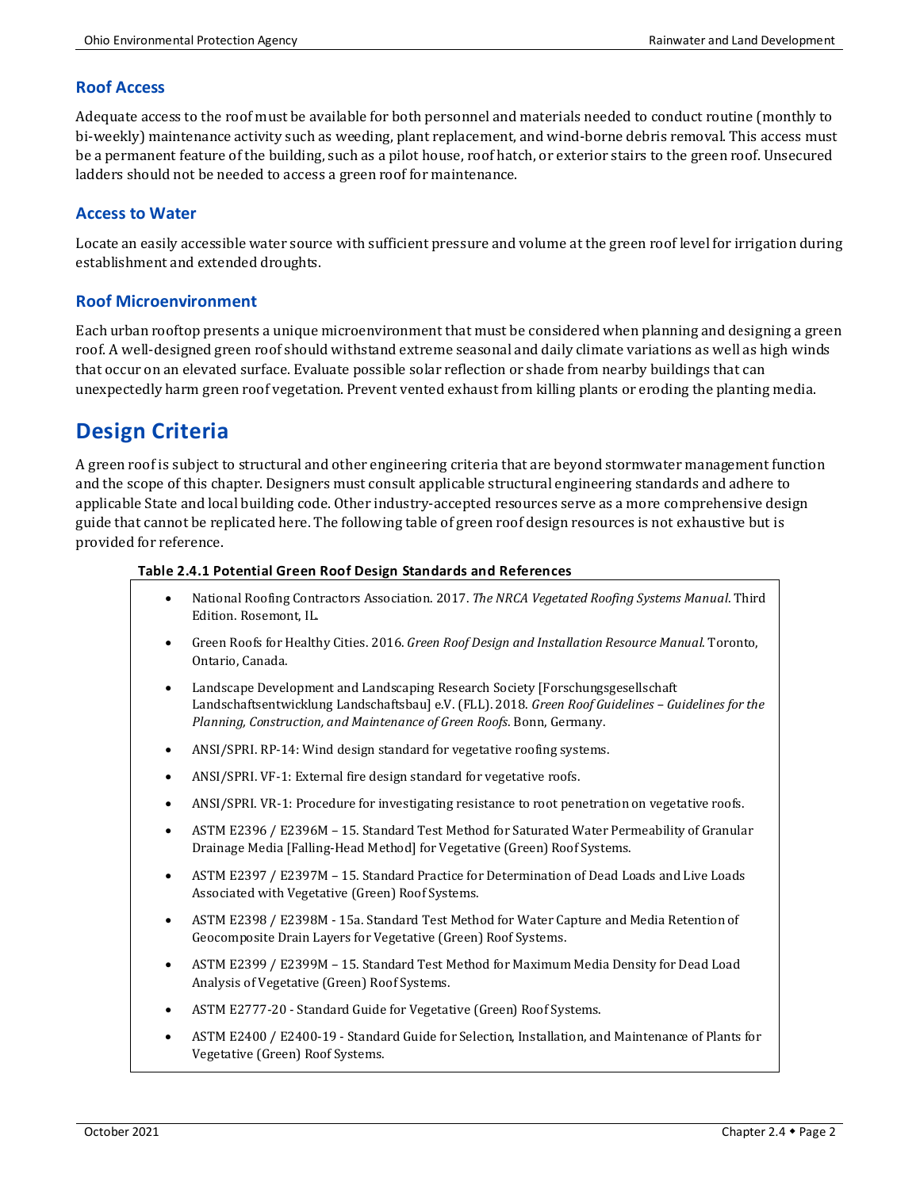### Roof Access

Adequate access to the roof must be available for both personnel and materials needed to conduct routine (monthly to bi-weekly) maintenance activity such as weeding, plant replacement, and wind-borne debris removal. This access must be a permanent feature of the building, such as a pilot house, roof hatch, or exterior stairs to the green roof. Unsecured ladders should not be needed to access a green roof for maintenance.

### Access to Water

Locate an easily accessible water source with sufficient pressure and volume at the green roof level for irrigation during establishment and extended droughts.

### Roof Microenvironment

Each urban rooftop presents a unique microenvironment that must be considered when planning and designing a green roof. A well-designed green roof should withstand extreme seasonal and daily climate variations as well as high winds that occur on an elevated surface. Evaluate possible solar reflection or shade from nearby buildings that can unexpectedly harm green roof vegetation. Prevent vented exhaust from killing plants or eroding the planting media.

## Design Criteria

A green roof is subject to structural and other engineering criteria that are beyond stormwater management function and the scope of this chapter. Designers must consult applicable structural engineering standards and adhere to applicable State and local building code. Other industry-accepted resources serve as a more comprehensive design guide that cannot be replicated here. The following table of green roof design resources is not exhaustive but is provided for reference.

**Table 2.4.1 Potential Green Roof Design Standards and References**

- National Roofing Contractors Association. 2017. *The NRCA Vegetated Roofing Systems Manual*. Third Edition. Rosemont, IL.
- Green Roofs for Healthy Cities. 2016. *Green Roof Design and Installation Resource Manual*. Toronto, Ontario, Canada.
- Landscape Development and Landscaping Research Society [Forschungsgesellschaft Landschaftsentwicklung Landschaftsbau] e.V. (FLL). 2018. *Green Roof Guidelines – Guidelines for the Planning, Construction, and Maintenance of Green Roofs*. Bonn, Germany.
- ANSI/SPRI. RP-14: Wind design standard for vegetative roofing systems.
- ANSI/SPRI. VF-1: External fire design standard for vegetative roofs.
- ANSI/SPRI. VR-1: Procedure for investigating resistance to root penetration on vegetative roofs.
- ASTM E2396 / E2396M – 15. Standard Test Method for Saturated Water Permeability of Granular Drainage Media [Falling-Head Method] for Vegetative (Green) Roof Systems.
- ASTM E2397 / E2397M – 15. Standard Practice for Determination of Dead Loads and Live Loads Associated with Vegetative (Green) Roof Systems.
- ASTM E2398 / E2398M - 15a. Standard Test Method for Water Capture and Media Retention of Geocomposite Drain Layers for Vegetative (Green) Roof Systems.
- ASTM E2399 / E2399M – 15. Standard Test Method for Maximum Media Density for Dead Load Analysis of Vegetative (Green) Roof Systems.
- ASTM E2777-20 - Standard Guide for Vegetative (Green) Roof Systems.
- ASTM E2400 / E2400-19 - Standard Guide for Selection, Installation, and Maintenance of Plants for Vegetative (Green) Roof Systems.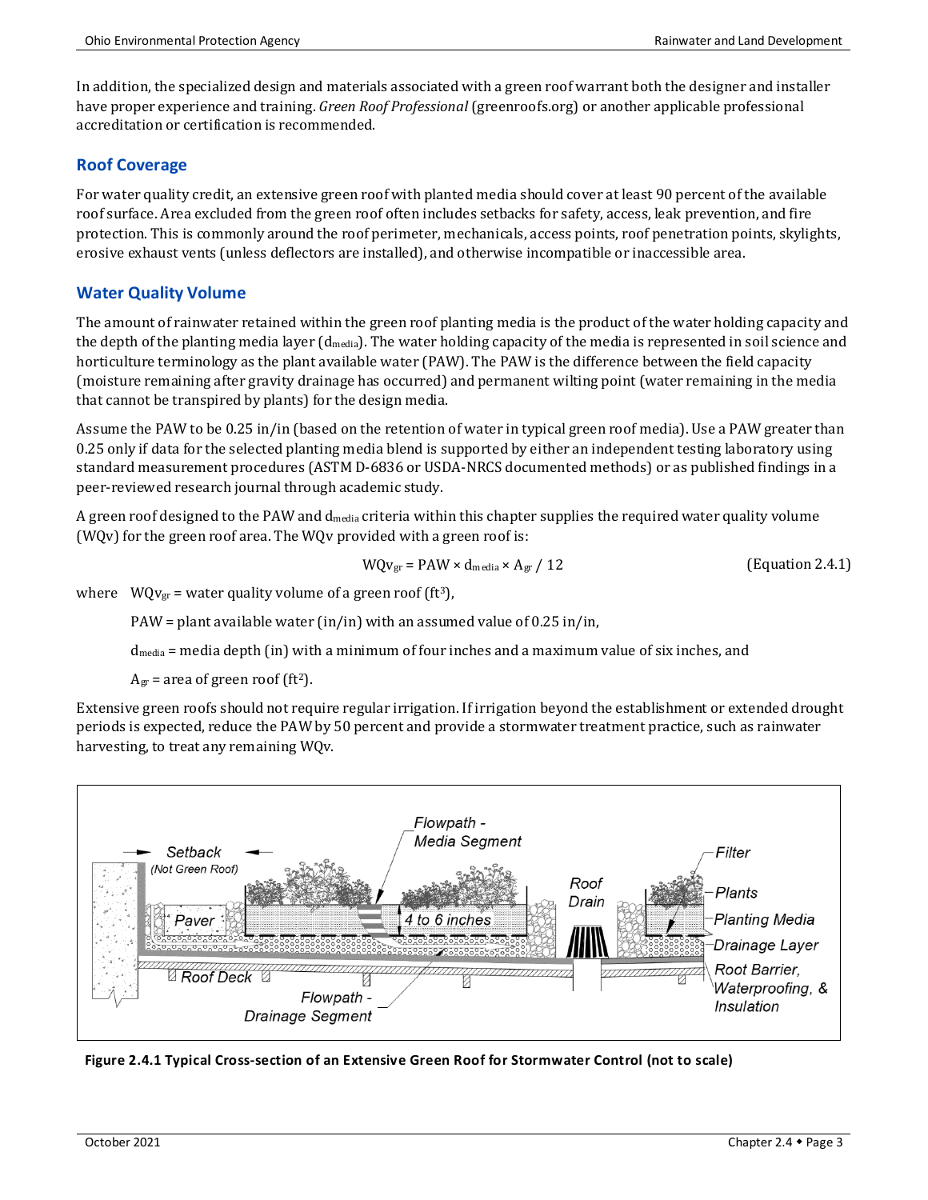In addition, the specialized design and materials associated with a green roof warrant both the designer and installer have proper experience and training. *Green Roof Professional* (greenroofs.org) or another applicable professional accreditation or certification is recommended.

## Roof Coverage

For water quality credit, an extensive green roof with planted media should cover at least 90 percent of the available roof surface. Area excluded from the green roof often includes setbacks for safety, access, leak prevention, and fire protection. This is commonly around the roof perimeter, mechanicals, access points, roof penetration points, skylights, erosive exhaust vents (unless deflectors are installed), and otherwise incompatible or inaccessible area.

## Water Quality Volume

The amount of rainwater retained within the green roof planting media is the product of the water holding capacity and the depth of the planting media layer ($d_{media}$). The water holding capacity of the media is represented in soil science and horticulture terminology as the plant available water (PAW). The PAW is the difference between the field capacity (moisture remaining after gravity drainage has occurred) and permanent wilting point (water remaining in the media that cannot be transpired by plants) for the design media.

Assume the PAW to be 0.25 in/in (based on the retention of water in typical green roof media). Use a PAW greater than 0.25 only if data for the selected planting media blend is supported by either an independent testing laboratory using standard measurement procedures (ASTM D-6836 or USDA-NRCS documented methods) or as published findings in a peer-reviewed research journal through academic study.

A green roof designed to the PAW and $d_{media}$ criteria within this chapter supplies the required water quality volume (WQv) for the green roof area. The WQv provided with a green roof is:

$$WQv_{gr} = PAW \times d_{media} \times A_{gr} / 12 \qquad \text{(Equation 2.4.1)}$$

where $WQv_{gr}$ = water quality volume of a green roof ($ft^3$),

PAW = plant available water (in/in) with an assumed value of 0.25 in/in,

$d_{media}$ = media depth (in) with a minimum of four inches and a maximum value of six inches, and

$A_{gr}$ = area of green roof ($ft^2$).

Extensive green roofs should not require regular irrigation. If irrigation beyond the establishment or extended drought periods is expected, reduce the PAW by 50 percent and provide a stormwater treatment practice, such as rainwater harvesting, to treat any remaining WQv.

**Figure 2.4.1 Typical Cross-section of an Extensive Green Roof for Stormwater Control (not to scale)**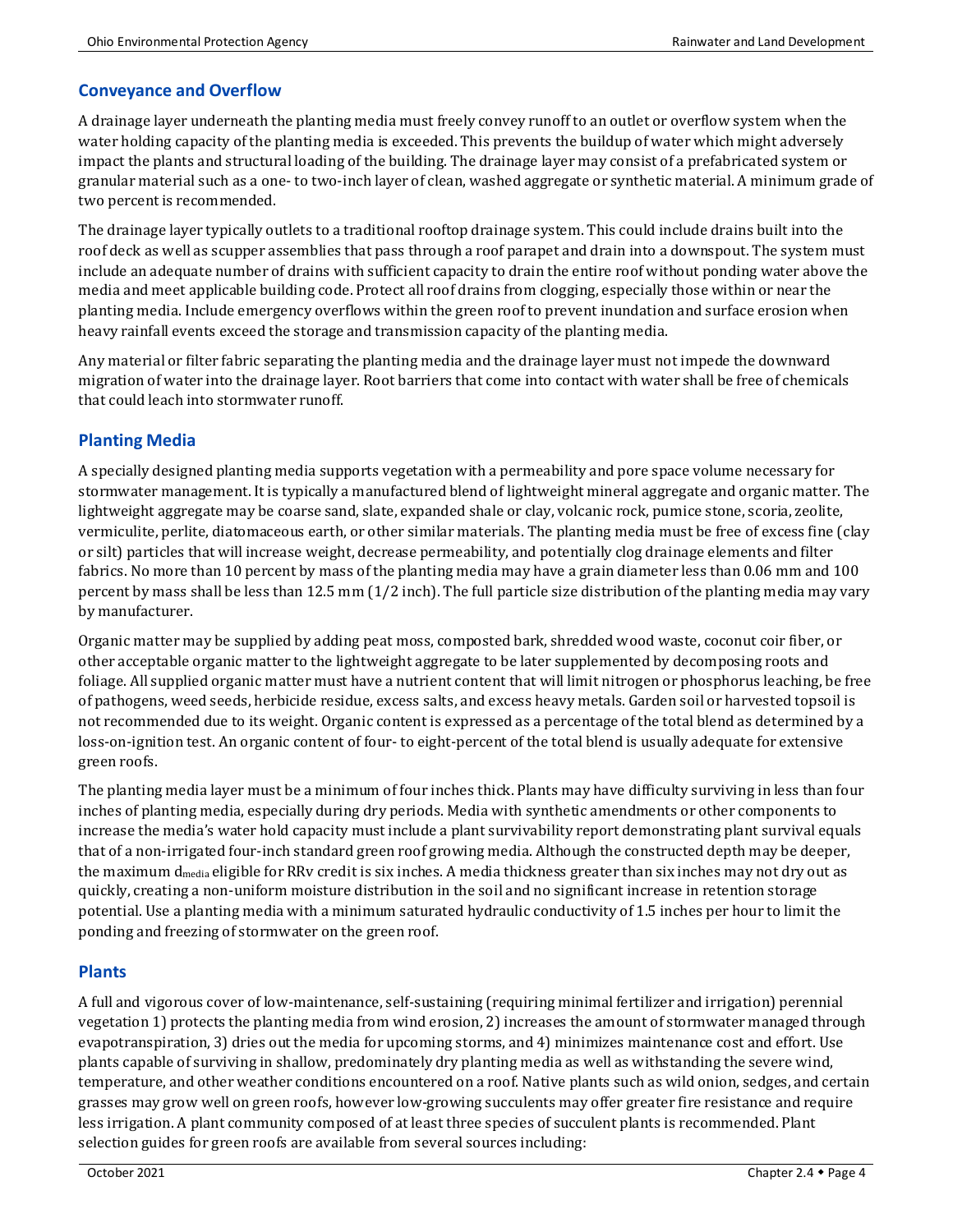## Conveyance and Overflow

A drainage layer underneath the planting media must freely convey runoff to an outlet or overflow system when the water holding capacity of the planting media is exceeded. This prevents the buildup of water which might adversely impact the plants and structural loading of the building. The drainage layer may consist of a prefabricated system or granular material such as a one- to two-inch layer of clean, washed aggregate or synthetic material. A minimum grade of two percent is recommended.

The drainage layer typically outlets to a traditional rooftop drainage system. This could include drains built into the roof deck as well as scupper assemblies that pass through a roof parapet and drain into a downspout. The system must include an adequate number of drains with sufficient capacity to drain the entire roof without ponding water above the media and meet applicable building code. Protect all roof drains from clogging, especially those within or near the planting media. Include emergency overflows within the green roof to prevent inundation and surface erosion when heavy rainfall events exceed the storage and transmission capacity of the planting media.

Any material or filter fabric separating the planting media and the drainage layer must not impede the downward migration of water into the drainage layer. Root barriers that come into contact with water shall be free of chemicals that could leach into stormwater runoff.

## Planting Media

A specially designed planting media supports vegetation with a permeability and pore space volume necessary for stormwater management. It is typically a manufactured blend of lightweight mineral aggregate and organic matter. The lightweight aggregate may be coarse sand, slate, expanded shale or clay, volcanic rock, pumice stone, scoria, zeolite, vermiculite, perlite, diatomaceous earth, or other similar materials. The planting media must be free of excess fine (clay or silt) particles that will increase weight, decrease permeability, and potentially clog drainage elements and filter fabrics. No more than 10 percent by mass of the planting media may have a grain diameter less than 0.06 mm and 100 percent by mass shall be less than 12.5 mm (1/2 inch). The full particle size distribution of the planting media may vary by manufacturer.

Organic matter may be supplied by adding peat moss, composted bark, shredded wood waste, coconut coir fiber, or other acceptable organic matter to the lightweight aggregate to be later supplemented by decomposing roots and foliage. All supplied organic matter must have a nutrient content that will limit nitrogen or phosphorus leaching, be free of pathogens, weed seeds, herbicide residue, excess salts, and excess heavy metals. Garden soil or harvested topsoil is not recommended due to its weight. Organic content is expressed as a percentage of the total blend as determined by a loss-on-ignition test. An organic content of four- to eight-percent of the total blend is usually adequate for extensive green roofs.

The planting media layer must be a minimum of four inches thick. Plants may have difficulty surviving in less than four inches of planting media, especially during dry periods. Media with synthetic amendments or other components to increase the media's water hold capacity must include a plant survivability report demonstrating plant survival equals that of a non-irrigated four-inch standard green roof growing media. Although the constructed depth may be deeper, the maximum $d_{media}$ eligible for RRv credit is six inches. A media thickness greater than six inches may not dry out as quickly, creating a non-uniform moisture distribution in the soil and no significant increase in retention storage potential. Use a planting media with a minimum saturated hydraulic conductivity of 1.5 inches per hour to limit the ponding and freezing of stormwater on the green roof.

## Plants

A full and vigorous cover of low-maintenance, self-sustaining (requiring minimal fertilizer and irrigation) perennial vegetation 1) protects the planting media from wind erosion, 2) increases the amount of stormwater managed through evapotranspiration, 3) dries out the media for upcoming storms, and 4) minimizes maintenance cost and effort. Use plants capable of surviving in shallow, predominately dry planting media as well as withstanding the severe wind, temperature, and other weather conditions encountered on a roof. Native plants such as wild onion, sedges, and certain grasses may grow well on green roofs, however low-growing succulents may offer greater fire resistance and require less irrigation. A plant community composed of at least three species of succulent plants is recommended. Plant selection guides for green roofs are available from several sources including: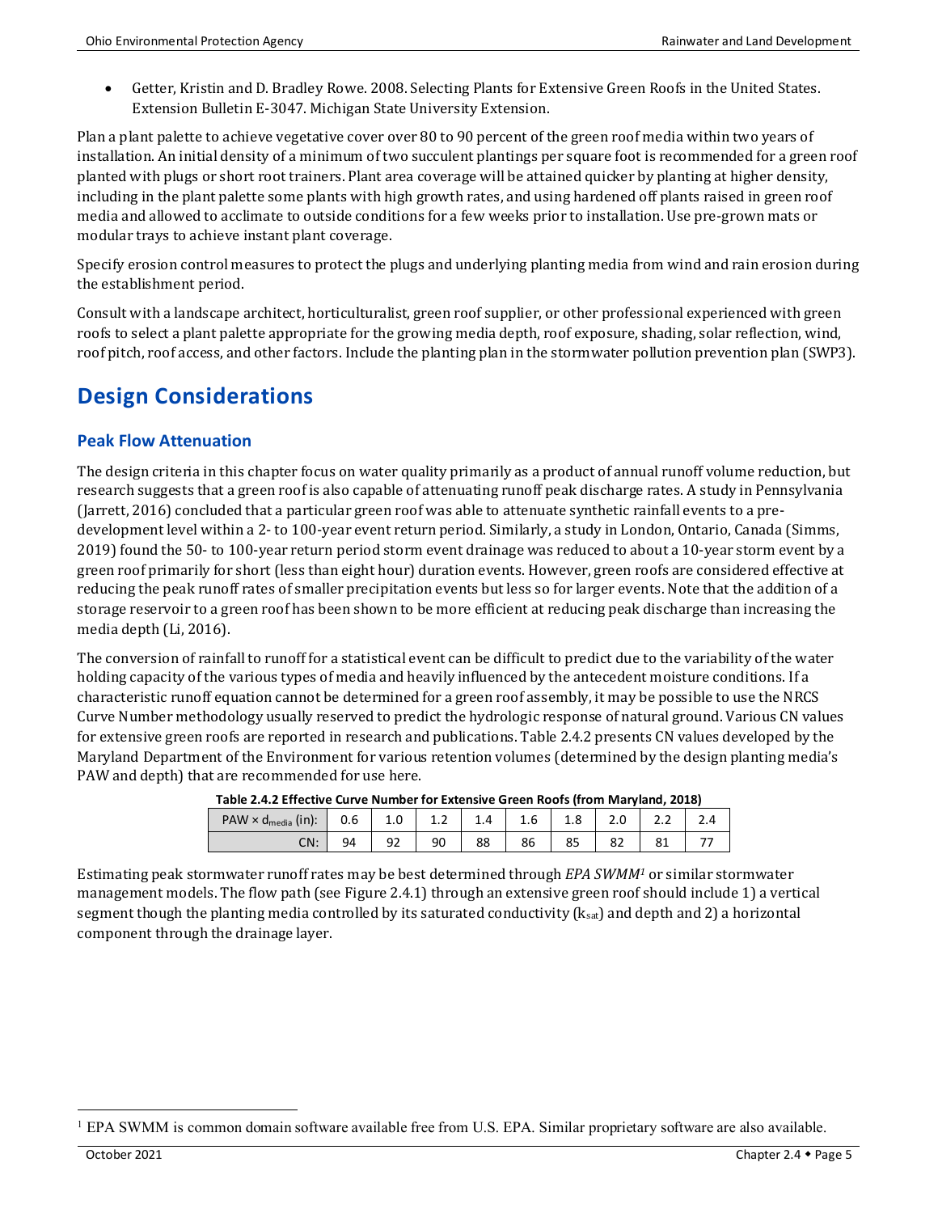- Getter, Kristin and D. Bradley Rowe. 2008. Selecting Plants for Extensive Green Roofs in the United States. Extension Bulletin E-3047. Michigan State University Extension.

Plan a plant palette to achieve vegetative cover over 80 to 90 percent of the green roof media within two years of installation. An initial density of a minimum of two succulent plantings per square foot is recommended for a green roof planted with plugs or short root trainers. Plant area coverage will be attained quicker by planting at higher density, including in the plant palette some plants with high growth rates, and using hardened off plants raised in green roof media and allowed to acclimate to outside conditions for a few weeks prior to installation. Use pre-grown mats or modular trays to achieve instant plant coverage.

Specify erosion control measures to protect the plugs and underlying planting media from wind and rain erosion during the establishment period.

Consult with a landscape architect, horticulturalist, green roof supplier, or other professional experienced with green roofs to select a plant palette appropriate for the growing media depth, roof exposure, shading, solar reflection, wind, roof pitch, roof access, and other factors. Include the planting plan in the stormwater pollution prevention plan (SWP3).

# Design Considerations

## Peak Flow Attenuation

The design criteria in this chapter focus on water quality primarily as a product of annual runoff volume reduction, but research suggests that a green roof is also capable of attenuating runoff peak discharge rates. A study in Pennsylvania (Jarrett, 2016) concluded that a particular green roof was able to attenuate synthetic rainfall events to a pre-development level within a 2- to 100-year event return period. Similarly, a study in London, Ontario, Canada (Simms, 2019) found the 50- to 100-year return period storm event drainage was reduced to about a 10-year storm event by a green roof primarily for short (less than eight hour) duration events. However, green roofs are considered effective at reducing the peak runoff rates of smaller precipitation events but less so for larger events. Note that the addition of a storage reservoir to a green roof has been shown to be more efficient at reducing peak discharge than increasing the media depth (Li, 2016).

The conversion of rainfall to runoff for a statistical event can be difficult to predict due to the variability of the water holding capacity of the various types of media and heavily influenced by the antecedent moisture conditions. If a characteristic runoff equation cannot be determined for a green roof assembly, it may be possible to use the NRCS Curve Number methodology usually reserved to predict the hydrologic response of natural ground. Various CN values for extensive green roofs are reported in research and publications. Table 2.4.2 presents CN values developed by the Maryland Department of the Environment for various retention volumes (determined by the design planting media's PAW and depth) that are recommended for use here.

**Table 2.4.2 Effective Curve Number for Extensive Green Roofs (from Maryland, 2018)**

| PAW × $d_{media}$ (in): | 0.6 | 1.0 | 1.2 | 1.4 | 1.6 | 1.8 | 2.0 | 2.2 | 2.4 |
|---|---|---|---|---|---|---|---|---|---|
| CN: | 94 | 92 | 90 | 88 | 86 | 85 | 82 | 81 | 77 |

Estimating peak stormwater runoff rates may be best determined through *EPA SWMM*[1] or similar stormwater management models. The flow path (see Figure 2.4.1) through an extensive green roof should include 1) a vertical segment though the planting media controlled by its saturated conductivity ($k_{sat}$) and depth and 2) a horizontal component through the drainage layer.

[1] EPA SWMM is common domain software available free from U.S. EPA. Similar proprietary software are also available.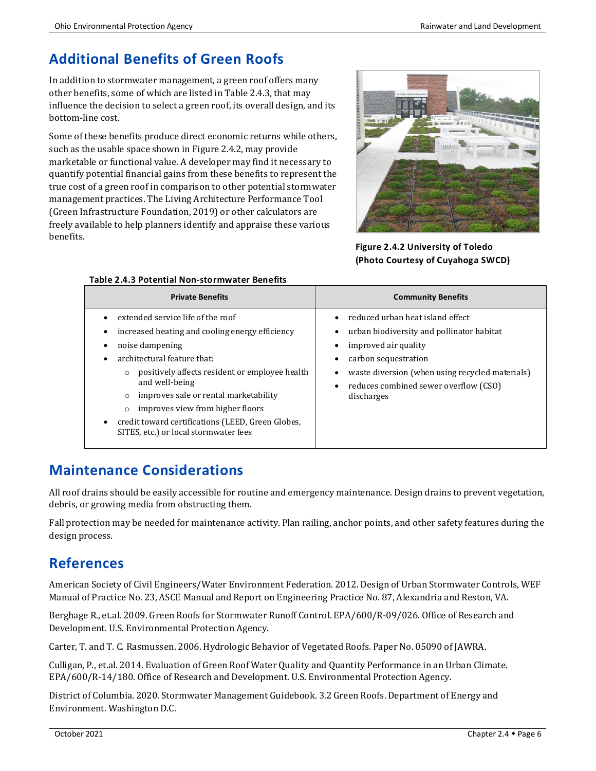## Additional Benefits of Green Roofs

In addition to stormwater management, a green roof offers many other benefits, some of which are listed in Table 2.4.3, that may influence the decision to select a green roof, its overall design, and its bottom-line cost.

Some of these benefits produce direct economic returns while others, such as the usable space shown in Figure 2.4.2, may provide marketable or functional value. A developer may find it necessary to quantify potential financial gains from these benefits to represent the true cost of a green roof in comparison to other potential stormwater management practices. The Living Architecture Performance Tool (Green Infrastructure Foundation, 2019) or other calculators are freely available to help planners identify and appraise these various benefits.

**Figure 2.4.2 University of Toledo (Photo Courtesy of Cuyahoga SWCD)**

**Table 2.4.3 Potential Non-stormwater Benefits**

| Private Benefits | Community Benefits |
|---|---|
| • extended service life of the roof<br>• increased heating and cooling energy efficiency<br>• noise dampening<br>• architectural feature that:<br>  ○ positively affects resident or employee health and well-being<br>  ○ improves sale or rental marketability<br>  ○ improves view from higher floors<br>• credit toward certifications (LEED, Green Globes, SITES, etc.) or local stormwater fees | • reduced urban heat island effect<br>• urban biodiversity and pollinator habitat<br>• improved air quality<br>• carbon sequestration<br>• waste diversion (when using recycled materials)<br>• reduces combined sewer overflow (CSO) discharges |

## Maintenance Considerations

All roof drains should be easily accessible for routine and emergency maintenance. Design drains to prevent vegetation, debris, or growing media from obstructing them.

Fall protection may be needed for maintenance activity. Plan railing, anchor points, and other safety features during the design process.

## References

American Society of Civil Engineers/Water Environment Federation. 2012. Design of Urban Stormwater Controls, WEF Manual of Practice No. 23, ASCE Manual and Report on Engineering Practice No. 87, Alexandria and Reston, VA.

Berghage R., et.al. 2009. Green Roofs for Stormwater Runoff Control. EPA/600/R-09/026. Office of Research and Development. U.S. Environmental Protection Agency.

Carter, T. and T. C. Rasmussen. 2006. Hydrologic Behavior of Vegetated Roofs. Paper No. 05090 of JAWRA.

Culligan, P., et.al. 2014. Evaluation of Green Roof Water Quality and Quantity Performance in an Urban Climate. EPA/600/R-14/180. Office of Research and Development. U.S. Environmental Protection Agency.

District of Columbia. 2020. Stormwater Management Guidebook. 3.2 Green Roofs. Department of Energy and Environment. Washington D.C.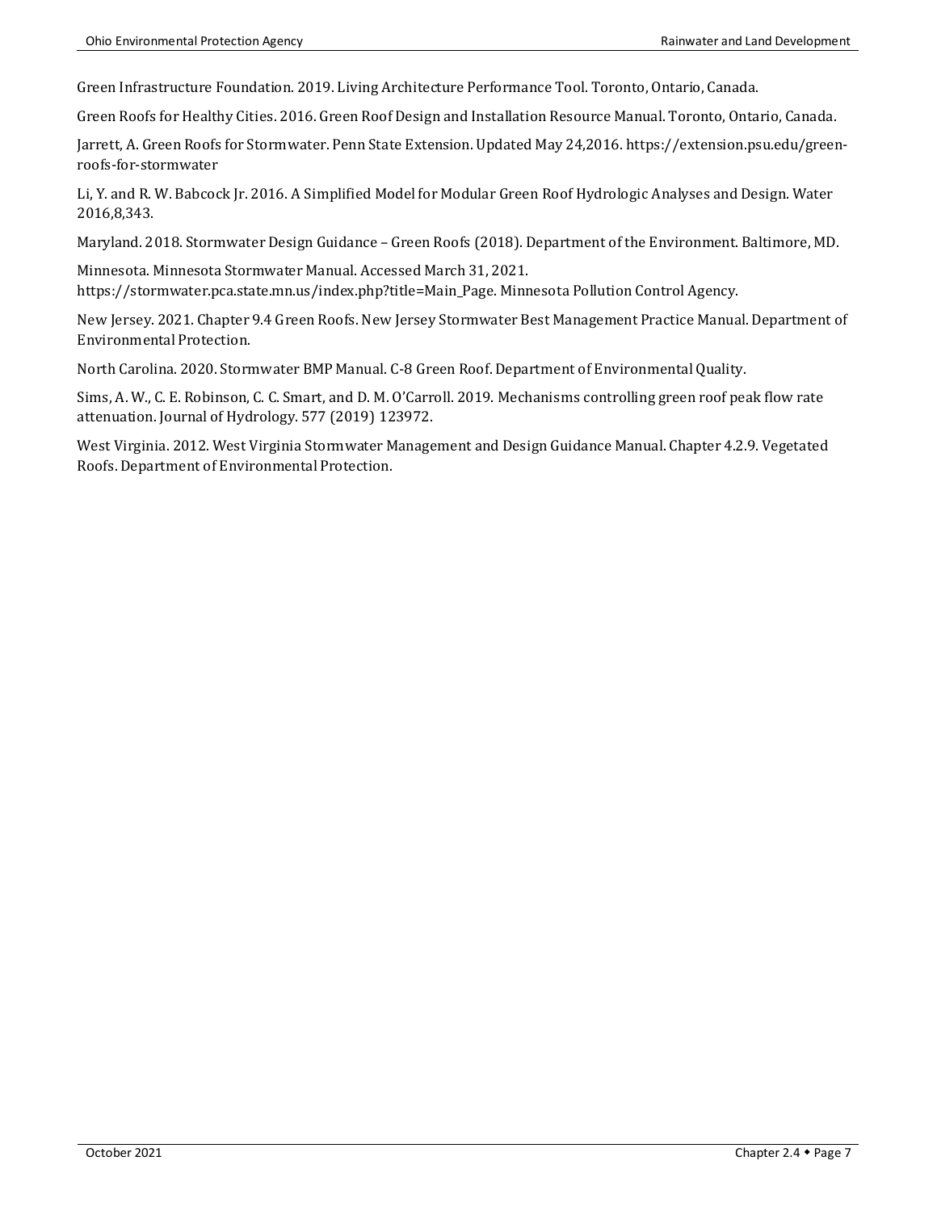Green Infrastructure Foundation. 2019. Living Architecture Performance Tool. Toronto, Ontario, Canada.

Green Roofs for Healthy Cities. 2016. Green Roof Design and Installation Resource Manual. Toronto, Ontario, Canada.

Jarrett, A. Green Roofs for Stormwater. Penn State Extension. Updated May 24,2016. https://extension.psu.edu/green-roofs-for-stormwater

Li, Y. and R. W. Babcock Jr. 2016. A Simplified Model for Modular Green Roof Hydrologic Analyses and Design. Water 2016,8,343.

Maryland. 2018. Stormwater Design Guidance – Green Roofs (2018). Department of the Environment. Baltimore, MD.

Minnesota. Minnesota Stormwater Manual. Accessed March 31, 2021. https://stormwater.pca.state.mn.us/index.php?title=Main_Page. Minnesota Pollution Control Agency.

New Jersey. 2021. Chapter 9.4 Green Roofs. New Jersey Stormwater Best Management Practice Manual. Department of Environmental Protection.

North Carolina. 2020. Stormwater BMP Manual. C-8 Green Roof. Department of Environmental Quality.

Sims, A. W., C. E. Robinson, C. C. Smart, and D. M. O'Carroll. 2019. Mechanisms controlling green roof peak flow rate attenuation. Journal of Hydrology. 577 (2019) 123972.

West Virginia. 2012. West Virginia Stormwater Management and Design Guidance Manual. Chapter 4.2.9. Vegetated Roofs. Department of Environmental Protection.